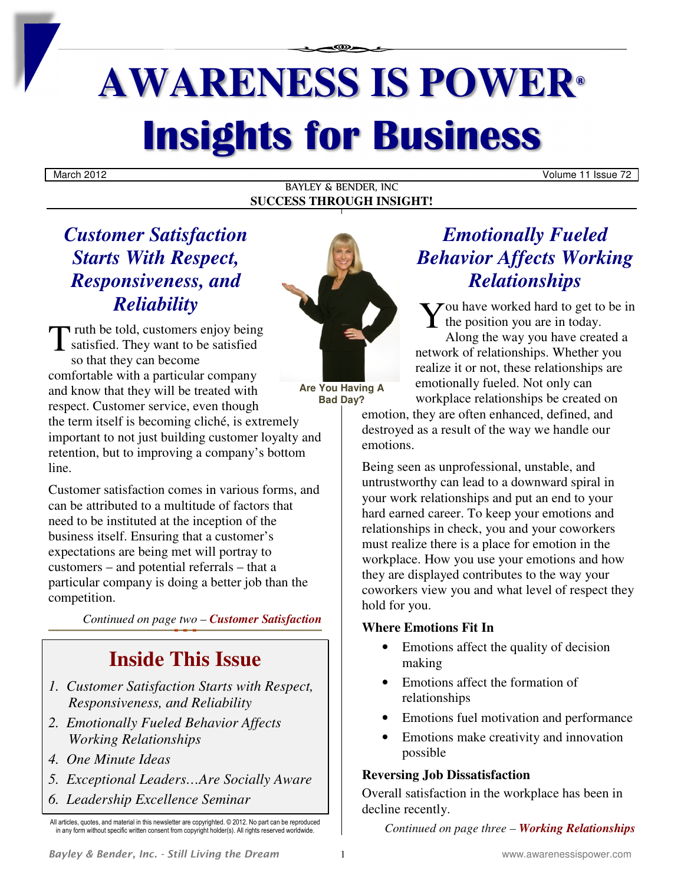# AWARENESS IS POWER®

# Insights for Business

March 2012 | Volume 11 Issue 72

BAYLEY & BENDER, INC

**SUCCESS THROUGH INSIGHT!**

## *Customer Satisfaction Starts With Respect, Responsiveness, and Reliability*

Truth be told, customers enjoy being satisfied. They want to be satisfied so that they can become comfortable with a particular company and know that they will be treated with respect. Customer service, even though the term itself is becoming cliché, is extremely important to not just building customer loyalty and retention, but to improving a company's bottom line.

Customer satisfaction comes in various forms, and can be attributed to a multitude of factors that need to be instituted at the inception of the business itself. Ensuring that a customer's expectations are being met will portray to customers – and potential referrals – that a particular company is doing a better job than the competition.

*Continued on page two – **Customer Satisfaction***

**Are You Having A Bad Day?**

## Inside This Issue

1. *Customer Satisfaction Starts with Respect, Responsiveness, and Reliability*
2. *Emotionally Fueled Behavior Affects Working Relationships*
4. *One Minute Ideas*
5. *Exceptional Leaders…Are Socially Aware*
6. *Leadership Excellence Seminar*

All articles, quotes, and material in this newsletter are copyrighted. © 2012. No part can be reproduced in any form without specific written consent from copyright holder(s). All rights reserved worldwide.

## *Emotionally Fueled Behavior Affects Working Relationships*

You have worked hard to get to be in the position you are in today. Along the way you have created a network of relationships. Whether you realize it or not, these relationships are emotionally fueled. Not only can workplace relationships be created on emotion, they are often enhanced, defined, and destroyed as a result of the way we handle our emotions.

Being seen as unprofessional, unstable, and untrustworthy can lead to a downward spiral in your work relationships and put an end to your hard earned career. To keep your emotions and relationships in check, you and your coworkers must realize there is a place for emotion in the workplace. How you use your emotions and how they are displayed contributes to the way your coworkers view you and what level of respect they hold for you.

### Where Emotions Fit In

- Emotions affect the quality of decision making
- Emotions affect the formation of relationships
- Emotions fuel motivation and performance
- Emotions make creativity and innovation possible

### Reversing Job Dissatisfaction

Overall satisfaction in the workplace has been in decline recently.

*Continued on page three – **Working Relationships***

*Bayley & Bender, Inc. - Still Living the Dream* | www.awarenessispower.com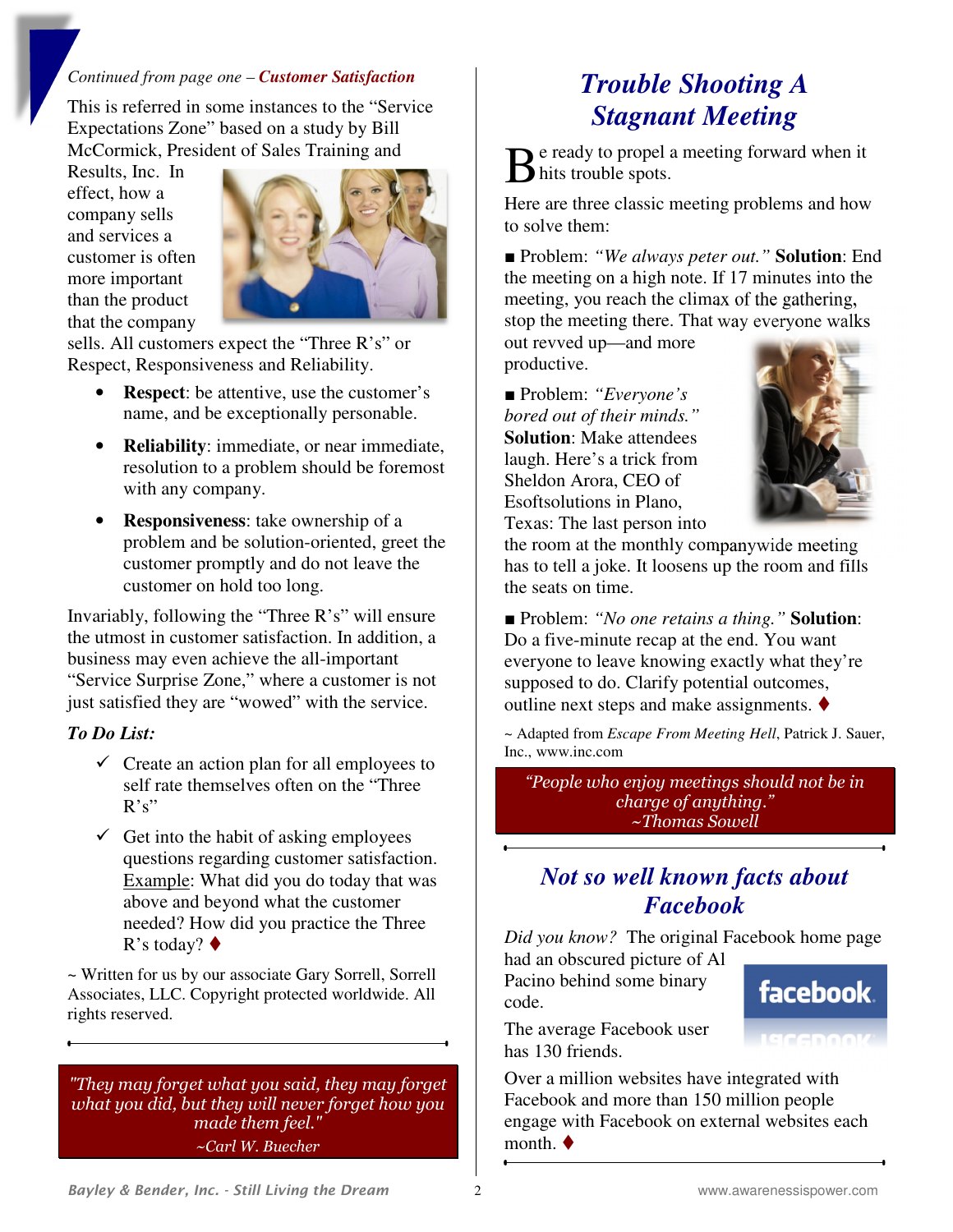*Continued from page one –* ***Customer Satisfaction***

This is referred in some instances to the "Service Expectations Zone" based on a study by Bill McCormick, President of Sales Training and Results, Inc. In effect, how a company sells and services a customer is often more important than the product that the company sells. All customers expect the "Three R's" or Respect, Responsiveness and Reliability.

- **Respect**: be attentive, use the customer's name, and be exceptionally personable.
- **Reliability**: immediate, or near immediate, resolution to a problem should be foremost with any company.
- **Responsiveness**: take ownership of a problem and be solution-oriented, greet the customer promptly and do not leave the customer on hold too long.

Invariably, following the "Three R's" will ensure the utmost in customer satisfaction. In addition, a business may even achieve the all-important "Service Surprise Zone," where a customer is not just satisfied they are "wowed" with the service.

***To Do List:***

- ✓ Create an action plan for all employees to self rate themselves often on the "Three R's"
- ✓ Get into the habit of asking employees questions regarding customer satisfaction. Example: What did you do today that was above and beyond what the customer needed? How did you practice the Three R's today? ♦

~ Written for us by our associate Gary Sorrell, Sorrell Associates, LLC. Copyright protected worldwide. All rights reserved.

> *"They may forget what you said, they may forget what you did, but they will never forget how you made them feel."*
> *~Carl W. Buecher*

## *Trouble Shooting A Stagnant Meeting*

Be ready to propel a meeting forward when it hits trouble spots.

Here are three classic meeting problems and how to solve them:

■ Problem: *"We always peter out."* **Solution**: End the meeting on a high note. If 17 minutes into the meeting, you reach the climax of the gathering, stop the meeting there. That way everyone walks out revved up—and more productive.

■ Problem: *"Everyone's bored out of their minds."* **Solution**: Make attendees laugh. Here's a trick from Sheldon Arora, CEO of Esoftsolutions in Plano, Texas: The last person into the room at the monthly companywide meeting has to tell a joke. It loosens up the room and fills the seats on time.

■ Problem: *"No one retains a thing."* **Solution**: Do a five-minute recap at the end. You want everyone to leave knowing exactly what they're supposed to do. Clarify potential outcomes, outline next steps and make assignments. ♦

~ Adapted from *Escape From Meeting Hell*, Patrick J. Sauer, Inc., www.inc.com

> *"People who enjoy meetings should not be in charge of anything."*
> *~Thomas Sowell*

## *Not so well known facts about Facebook*

*Did you know?* The original Facebook home page had an obscured picture of Al Pacino behind some binary code.

The average Facebook user has 130 friends.

Over a million websites have integrated with Facebook and more than 150 million people engage with Facebook on external websites each month. ♦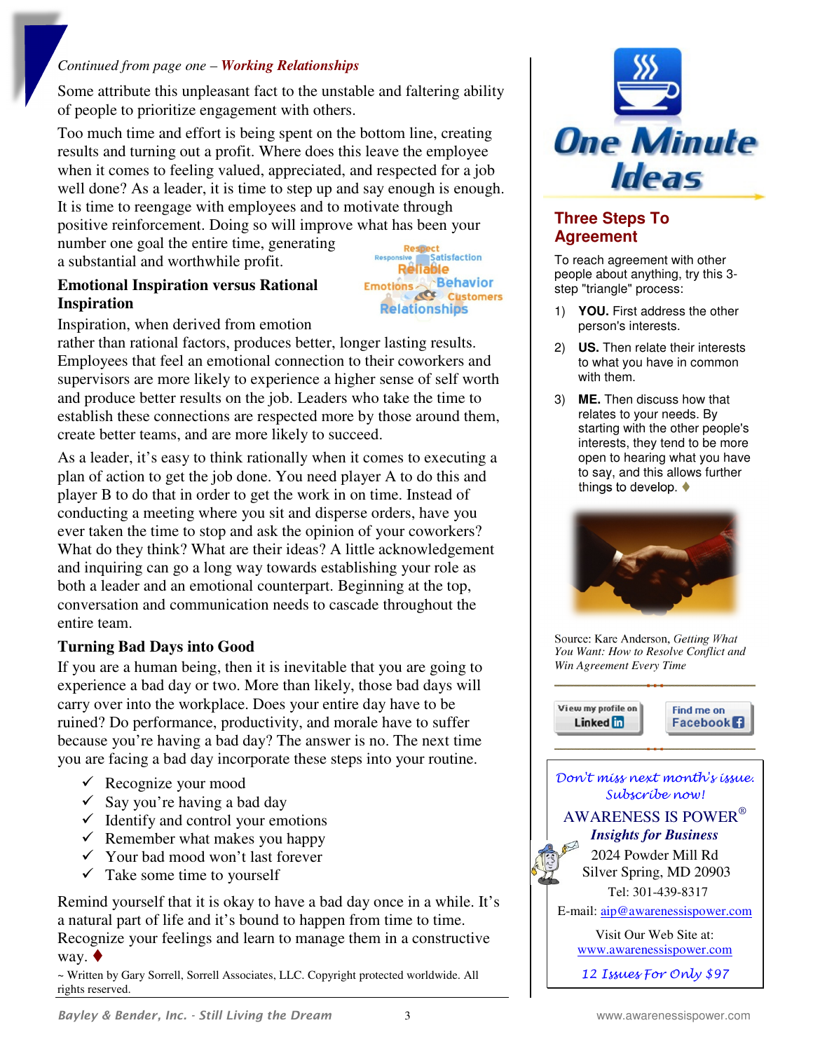*Continued from page one –* ***Working Relationships***

Some attribute this unpleasant fact to the unstable and faltering ability of people to prioritize engagement with others.

Too much time and effort is being spent on the bottom line, creating results and turning out a profit. Where does this leave the employee when it comes to feeling valued, appreciated, and respected for a job well done? As a leader, it is time to step up and say enough is enough. It is time to reengage with employees and to motivate through positive reinforcement. Doing so will improve what has been your number one goal the entire time, generating a substantial and worthwhile profit.

### Emotional Inspiration versus Rational Inspiration

Inspiration, when derived from emotion rather than rational factors, produces better, longer lasting results. Employees that feel an emotional connection to their coworkers and supervisors are more likely to experience a higher sense of self worth and produce better results on the job. Leaders who take the time to establish these connections are respected more by those around them, create better teams, and are more likely to succeed.

As a leader, it's easy to think rationally when it comes to executing a plan of action to get the job done. You need player A to do this and player B to do that in order to get the work in on time. Instead of conducting a meeting where you sit and disperse orders, have you ever taken the time to stop and ask the opinion of your coworkers? What do they think? What are their ideas? A little acknowledgement and inquiring can go a long way towards establishing your role as both a leader and an emotional counterpart. Beginning at the top, conversation and communication needs to cascade throughout the entire team.

### Turning Bad Days into Good

If you are a human being, then it is inevitable that you are going to experience a bad day or two. More than likely, those bad days will carry over into the workplace. Does your entire day have to be ruined? Do performance, productivity, and morale have to suffer because you're having a bad day? The answer is no. The next time you are facing a bad day incorporate these steps into your routine.

- ✓ Recognize your mood
- ✓ Say you're having a bad day
- ✓ Identify and control your emotions
- ✓ Remember what makes you happy
- ✓ Your bad mood won't last forever
- ✓ Take some time to yourself

Remind yourself that it is okay to have a bad day once in a while. It's a natural part of life and it's bound to happen from time to time. Recognize your feelings and learn to manage them in a constructive way. ♦

~ Written by Gary Sorrell, Sorrell Associates, LLC. Copyright protected worldwide. All rights reserved.

## One Minute Ideas

### Three Steps To Agreement

To reach agreement with other people about anything, try this 3-step "triangle" process:

1) **YOU.** First address the other person's interests.
2) **US.** Then relate their interests to what you have in common with them.
3) **ME.** Then discuss how that relates to your needs. By starting with the other people's interests, they tend to be more open to hearing what you have to say, and this allows further things to develop. ♦

Source: Kare Anderson, *Getting What You Want: How to Resolve Conflict and Win Agreement Every Time*

View my profile on LinkedIn | Find me on Facebook

*Don't miss next month's issue. Subscribe now!*

AWARENESS IS POWER®
***Insights for Business***
2024 Powder Mill Rd
Silver Spring, MD 20903
Tel: 301-439-8317
E-mail: aip@awarenessispower.com

Visit Our Web Site at:
www.awarenessispower.com

*12 Issues For Only $97*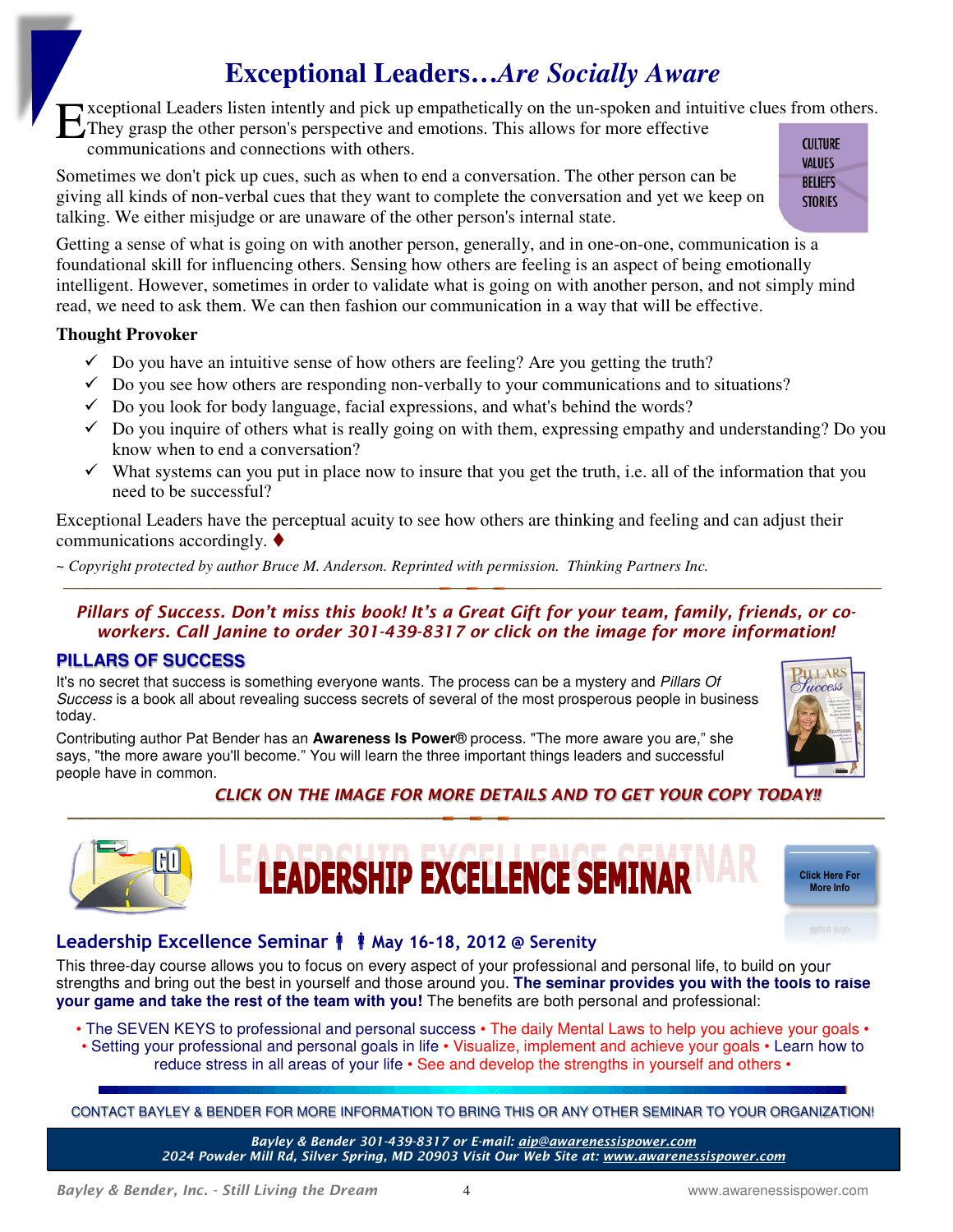# Exceptional Leaders…*Are Socially Aware*

Exceptional Leaders listen intently and pick up empathetically on the un-spoken and intuitive clues from others. They grasp the other person's perspective and emotions. This allows for more effective communications and connections with others.

CULTURE
VALUES
BELIEFS
STORIES

Sometimes we don't pick up cues, such as when to end a conversation. The other person can be giving all kinds of non-verbal cues that they want to complete the conversation and yet we keep on talking. We either misjudge or are unaware of the other person's internal state.

Getting a sense of what is going on with another person, generally, and in one-on-one, communication is a foundational skill for influencing others. Sensing how others are feeling is an aspect of being emotionally intelligent. However, sometimes in order to validate what is going on with another person, and not simply mind read, we need to ask them. We can then fashion our communication in a way that will be effective.

**Thought Provoker**

- ✓ Do you have an intuitive sense of how others are feeling? Are you getting the truth?
- ✓ Do you see how others are responding non-verbally to your communications and to situations?
- ✓ Do you look for body language, facial expressions, and what's behind the words?
- ✓ Do you inquire of others what is really going on with them, expressing empathy and understanding? Do you know when to end a conversation?
- ✓ What systems can you put in place now to insure that you get the truth, i.e. all of the information that you need to be successful?

Exceptional Leaders have the perceptual acuity to see how others are thinking and feeling and can adjust their communications accordingly. ♦

*~ Copyright protected by author Bruce M. Anderson. Reprinted with permission. Thinking Partners Inc.*

---

***Pillars of Success. Don't miss this book! It's a Great Gift for your team, family, friends, or co-workers. Call Janine to order 301-439-8317 or click on the image for more information!***

## PILLARS OF SUCCESS

It's no secret that success is something everyone wants. The process can be a mystery and *Pillars Of Success* is a book all about revealing success secrets of several of the most prosperous people in business today.

Contributing author Pat Bender has an **Awareness Is Power®** process. "The more aware you are," she says, "the more aware you'll become." You will learn the three important things leaders and successful people have in common.

***CLICK ON THE IMAGE FOR MORE DETAILS AND TO GET YOUR COPY TODAY!!***

---

## LEADERSHIP EXCELLENCE SEMINAR

Click Here For More Info

### Leadership Excellence Seminar May 16-18, 2012 @ Serenity

This three-day course allows you to focus on every aspect of your professional and personal life, to build on your strengths and bring out the best in yourself and those around you. **The seminar provides you with the tools to raise your game and take the rest of the team with you!** The benefits are both personal and professional:

• The SEVEN KEYS to professional and personal success • The daily Mental Laws to help you achieve your goals • • Setting your professional and personal goals in life • Visualize, implement and achieve your goals • Learn how to reduce stress in all areas of your life • See and develop the strengths in yourself and others •

CONTACT BAYLEY & BENDER FOR MORE INFORMATION TO BRING THIS OR ANY OTHER SEMINAR TO YOUR ORGANIZATION!

*Bayley & Bender 301-439-8317 or E-mail: aip@awarenessispower.com*
*2024 Powder Mill Rd, Silver Spring, MD 20903 Visit Our Web Site at: www.awarenessispower.com*